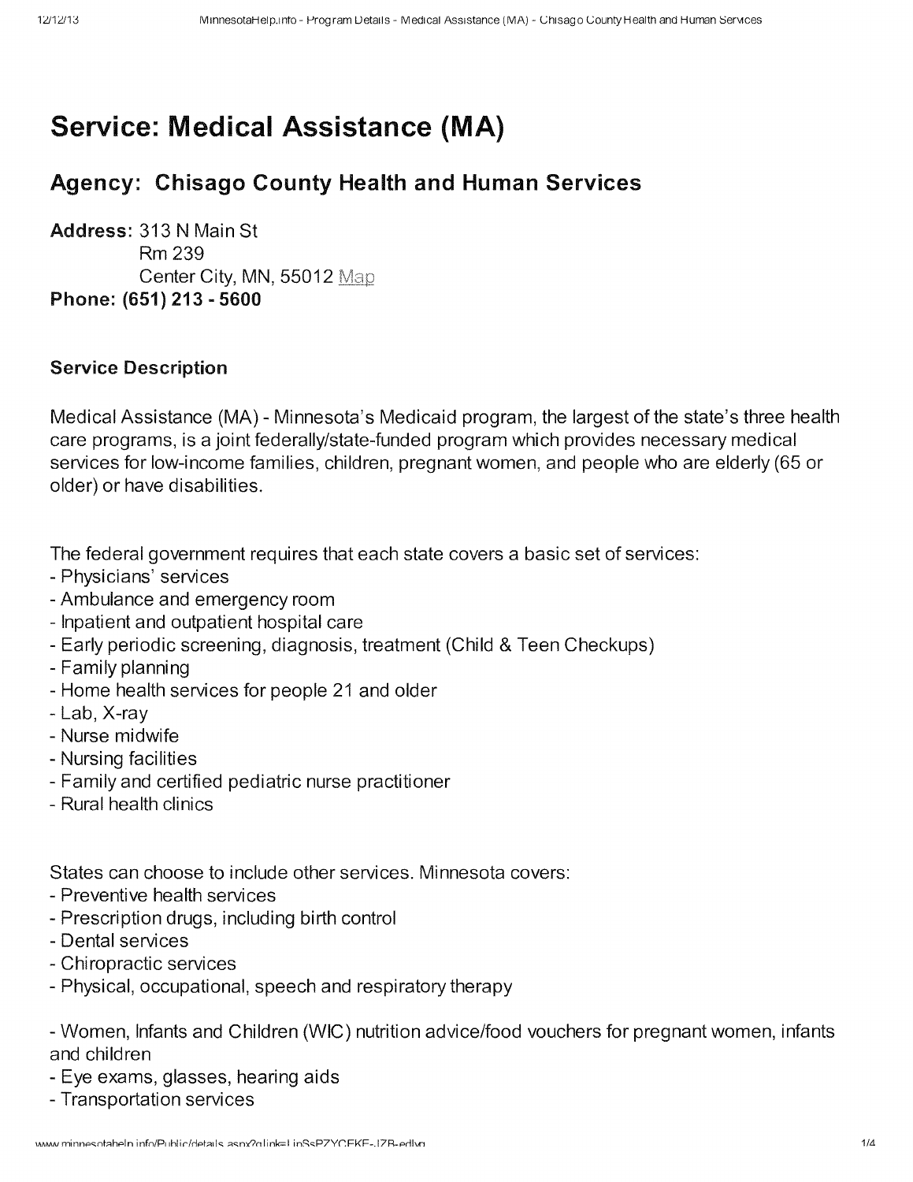# Service: Medical Assistance (MA)

## Agency: Chisago County Health and Human Services

**Address:** 313 N Main St
Rm 239
Center City, MN, 55012 Map
**Phone: (651) 213 - 5600**

### Service Description

Medical Assistance (MA) - Minnesota's Medicaid program, the largest of the state's three health care programs, is a joint federally/state-funded program which provides necessary medical services for low-income families, children, pregnant women, and people who are elderly (65 or older) or have disabilities.

The federal government requires that each state covers a basic set of services:
- Physicians' services
- Ambulance and emergency room
- Inpatient and outpatient hospital care
- Early periodic screening, diagnosis, treatment (Child & Teen Checkups)
- Family planning
- Home health services for people 21 and older
- Lab, X-ray
- Nurse midwife
- Nursing facilities
- Family and certified pediatric nurse practitioner
- Rural health clinics

States can choose to include other services. Minnesota covers:
- Preventive health services
- Prescription drugs, including birth control
- Dental services
- Chiropractic services
- Physical, occupational, speech and respiratory therapy

- Women, Infants and Children (WIC) nutrition advice/food vouchers for pregnant women, infants and children
- Eye exams, glasses, hearing aids
- Transportation services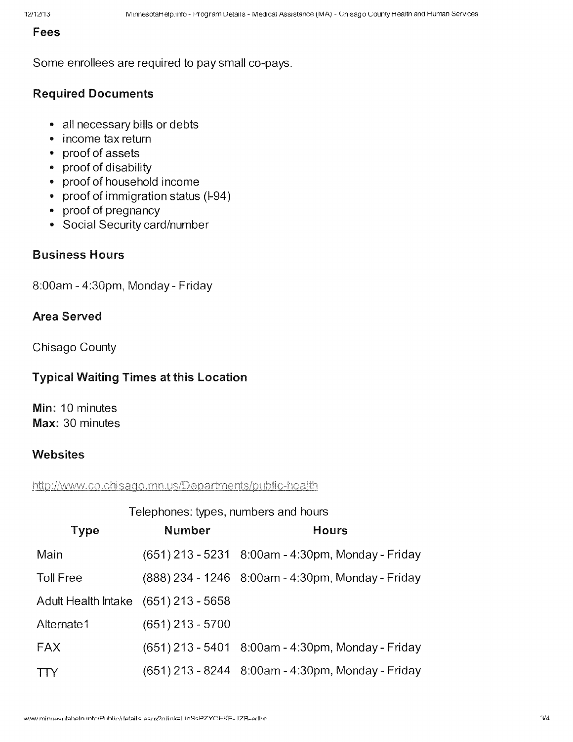### Fees

Some enrollees are required to pay small co-pays.

### Required Documents

- all necessary bills or debts
- income tax return
- proof of assets
- proof of disability
- proof of household income
- proof of immigration status (I-94)
- proof of pregnancy
- Social Security card/number

### Business Hours

8:00am - 4:30pm, Monday - Friday

### Area Served

Chisago County

### Typical Waiting Times at this Location

**Min:** 10 minutes
**Max:** 30 minutes

### Websites

http://www.co.chisago.mn.us/Departments/public-health

Telephones: types, numbers and hours

| Type | Number | Hours |
| --- | --- | --- |
| Main | (651) 213 - 5231 | 8:00am - 4:30pm, Monday - Friday |
| Toll Free | (888) 234 - 1246 | 8:00am - 4:30pm, Monday - Friday |
| Adult Health Intake | (651) 213 - 5658 | |
| Alternate1 | (651) 213 - 5700 | |
| FAX | (651) 213 - 5401 | 8:00am - 4:30pm, Monday - Friday |
| TTY | (651) 213 - 8244 | 8:00am - 4:30pm, Monday - Friday |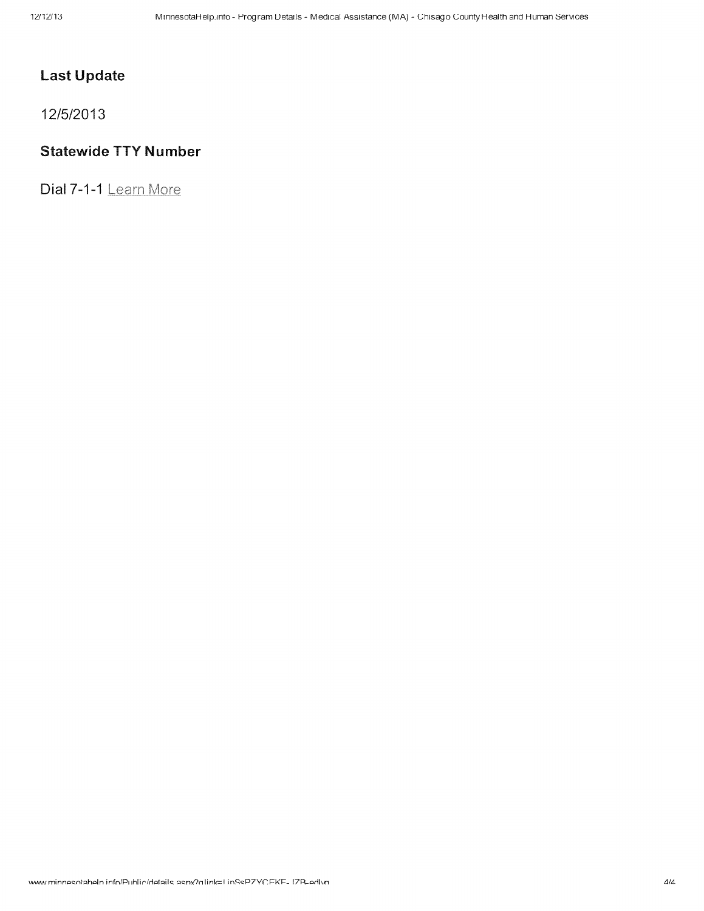## Last Update

12/5/2013

## Statewide TTY Number

Dial 7-1-1 Learn More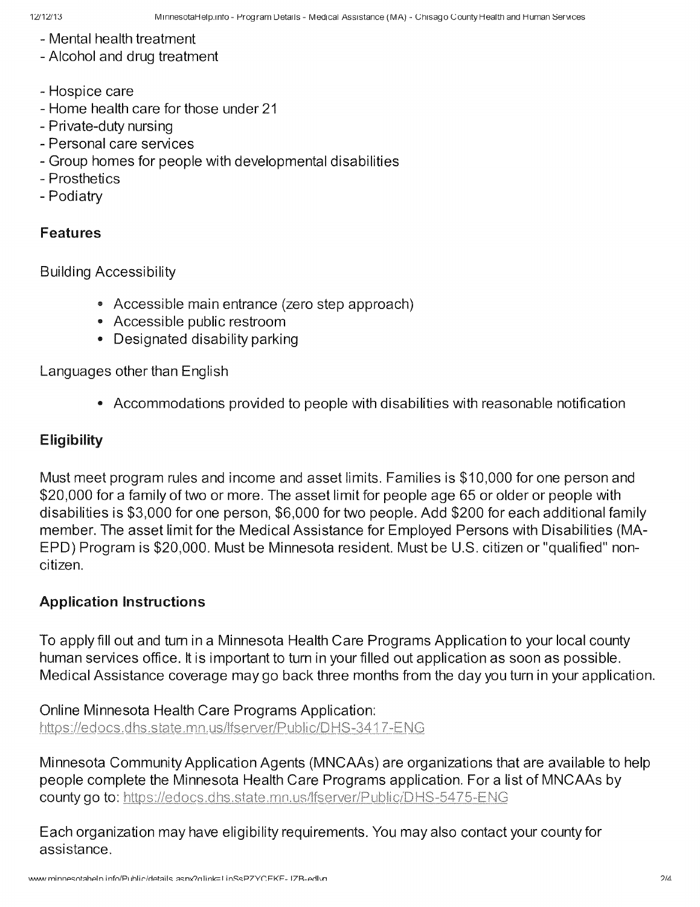- Mental health treatment
- Alcohol and drug treatment

- Hospice care
- Home health care for those under 21
- Private-duty nursing
- Personal care services
- Group homes for people with developmental disabilities
- Prosthetics
- Podiatry

### Features

Building Accessibility

- Accessible main entrance (zero step approach)
- Accessible public restroom
- Designated disability parking

Languages other than English

- Accommodations provided to people with disabilities with reasonable notification

### Eligibility

Must meet program rules and income and asset limits. Families is $10,000 for one person and $20,000 for a family of two or more. The asset limit for people age 65 or older or people with disabilities is $3,000 for one person, $6,000 for two people. Add $200 for each additional family member. The asset limit for the Medical Assistance for Employed Persons with Disabilities (MA-EPD) Program is $20,000. Must be Minnesota resident. Must be U.S. citizen or "qualified" non-citizen.

### Application Instructions

To apply fill out and turn in a Minnesota Health Care Programs Application to your local county human services office. It is important to turn in your filled out application as soon as possible. Medical Assistance coverage may go back three months from the day you turn in your application.

Online Minnesota Health Care Programs Application:
https://edocs.dhs.state.mn.us/lfserver/Public/DHS-3417-ENG

Minnesota Community Application Agents (MNCAAs) are organizations that are available to help people complete the Minnesota Health Care Programs application. For a list of MNCAAs by county go to: https://edocs.dhs.state.mn.us/lfserver/Public/DHS-5475-ENG

Each organization may have eligibility requirements. You may also contact your county for assistance.